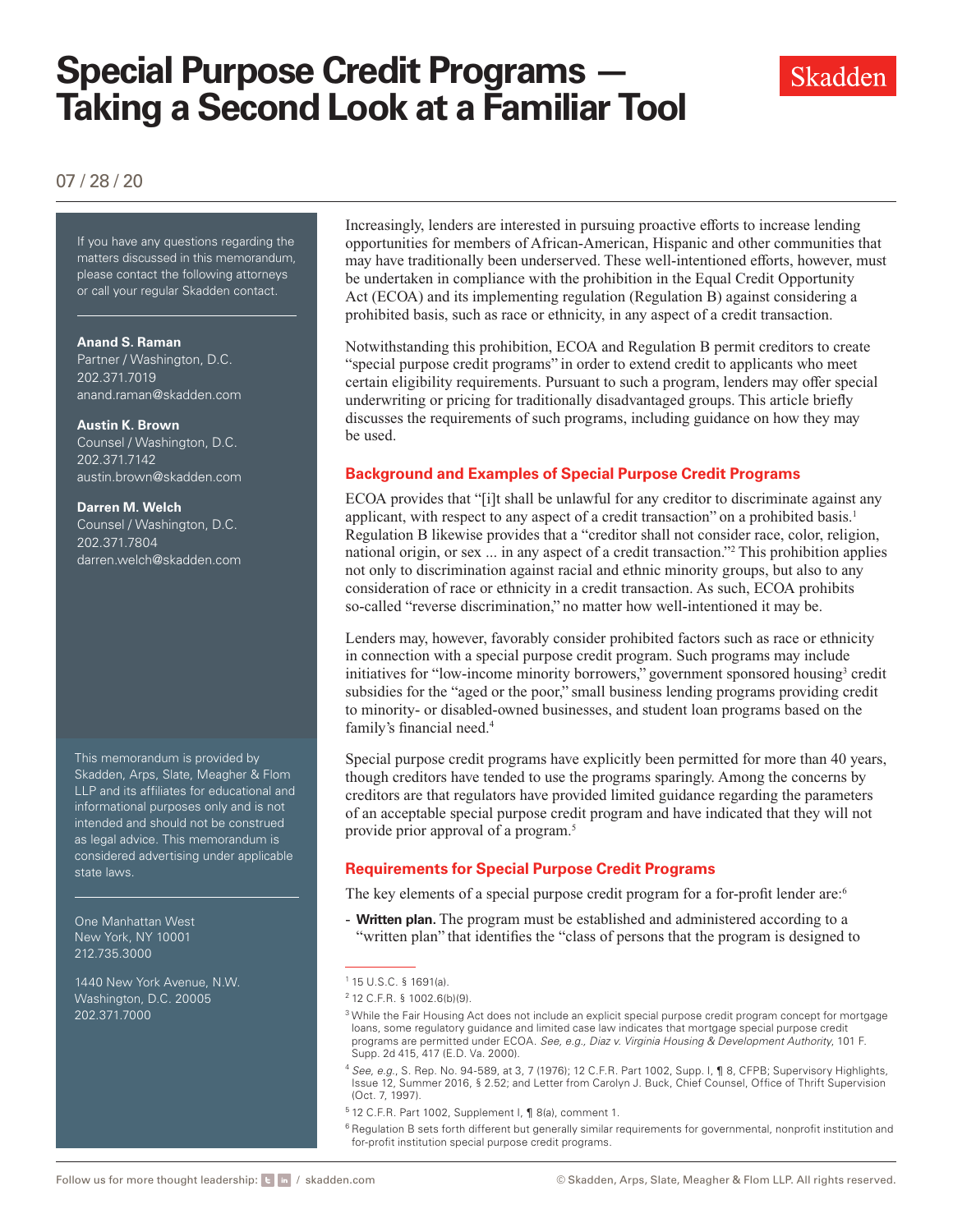# Special Purpose Credit Programs — Taking a Second Look at a Familiar Tool

07 / 28 / 20

If you have any questions regarding the matters discussed in this memorandum, please contact the following attorneys or call your regular Skadden contact.

**Anand S. Raman**
Partner / Washington, D.C.
202.371.7019
anand.raman@skadden.com

**Austin K. Brown**
Counsel / Washington, D.C.
202.371.7142
austin.brown@skadden.com

**Darren M. Welch**
Counsel / Washington, D.C.
202.371.7804
darren.welch@skadden.com

This memorandum is provided by Skadden, Arps, Slate, Meagher & Flom LLP and its affiliates for educational and informational purposes only and is not intended and should not be construed as legal advice. This memorandum is considered advertising under applicable state laws.

One Manhattan West
New York, NY 10001
212.735.3000

1440 New York Avenue, N.W.
Washington, D.C. 20005
202.371.7000

Increasingly, lenders are interested in pursuing proactive efforts to increase lending opportunities for members of African-American, Hispanic and other communities that may have traditionally been underserved. These well-intentioned efforts, however, must be undertaken in compliance with the prohibition in the Equal Credit Opportunity Act (ECOA) and its implementing regulation (Regulation B) against considering a prohibited basis, such as race or ethnicity, in any aspect of a credit transaction.

Notwithstanding this prohibition, ECOA and Regulation B permit creditors to create "special purpose credit programs" in order to extend credit to applicants who meet certain eligibility requirements. Pursuant to such a program, lenders may offer special underwriting or pricing for traditionally disadvantaged groups. This article briefly discusses the requirements of such programs, including guidance on how they may be used.

## Background and Examples of Special Purpose Credit Programs

ECOA provides that "[i]t shall be unlawful for any creditor to discriminate against any applicant, with respect to any aspect of a credit transaction" on a prohibited basis.[1] Regulation B likewise provides that a "creditor shall not consider race, color, religion, national origin, or sex ... in any aspect of a credit transaction."[2] This prohibition applies not only to discrimination against racial and ethnic minority groups, but also to any consideration of race or ethnicity in a credit transaction. As such, ECOA prohibits so-called "reverse discrimination," no matter how well-intentioned it may be.

Lenders may, however, favorably consider prohibited factors such as race or ethnicity in connection with a special purpose credit program. Such programs may include initiatives for "low-income minority borrowers," government sponsored housing[3] credit subsidies for the "aged or the poor," small business lending programs providing credit to minority- or disabled-owned businesses, and student loan programs based on the family's financial need.[4]

Special purpose credit programs have explicitly been permitted for more than 40 years, though creditors have tended to use the programs sparingly. Among the concerns by creditors are that regulators have provided limited guidance regarding the parameters of an acceptable special purpose credit program and have indicated that they will not provide prior approval of a program.[5]

## Requirements for Special Purpose Credit Programs

The key elements of a special purpose credit program for a for-profit lender are:[6]

- **Written plan.** The program must be established and administered according to a "written plan" that identifies the "class of persons that the program is designed to

---

[1] 15 U.S.C. § 1691(a).

[2] 12 C.F.R. § 1002.6(b)(9).

[3] While the Fair Housing Act does not include an explicit special purpose credit program concept for mortgage loans, some regulatory guidance and limited case law indicates that mortgage special purpose credit programs are permitted under ECOA. *See, e.g., Diaz v. Virginia Housing & Development Authority*, 101 F. Supp. 2d 415, 417 (E.D. Va. 2000).

[4] *See, e.g.*, S. Rep. No. 94-589, at 3, 7 (1976); 12 C.F.R. Part 1002, Supp. I, ¶ 8, CFPB; Supervisory Highlights, Issue 12, Summer 2016, § 2.52; and Letter from Carolyn J. Buck, Chief Counsel, Office of Thrift Supervision (Oct. 7, 1997).

[5] 12 C.F.R. Part 1002, Supplement I, ¶ 8(a), comment 1.

[6] Regulation B sets forth different but generally similar requirements for governmental, nonprofit institution and for-profit institution special purpose credit programs.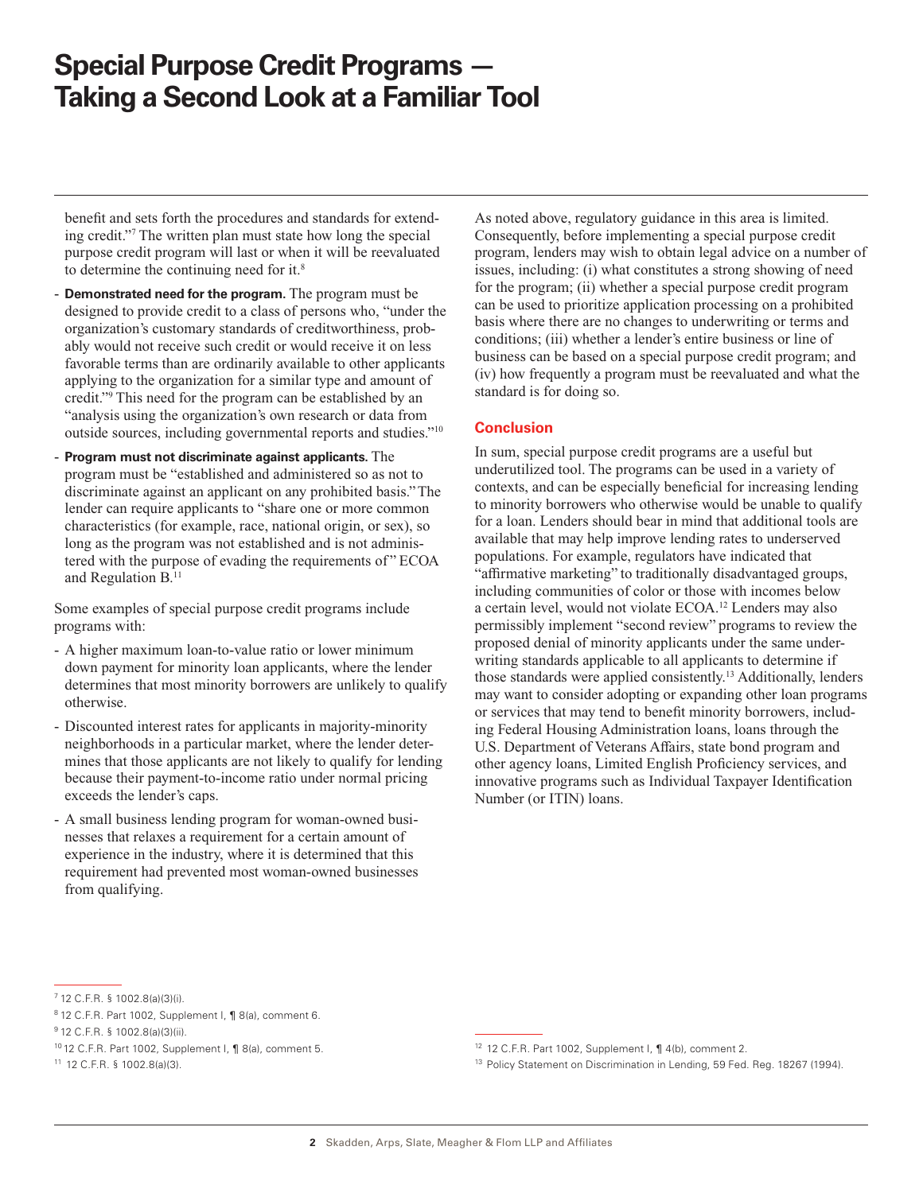benefit and sets forth the procedures and standards for extending credit."[7] The written plan must state how long the special purpose credit program will last or when it will be reevaluated to determine the continuing need for it.[8]

- **Demonstrated need for the program.** The program must be designed to provide credit to a class of persons who, "under the organization's customary standards of creditworthiness, probably would not receive such credit or would receive it on less favorable terms than are ordinarily available to other applicants applying to the organization for a similar type and amount of credit."[9] This need for the program can be established by an "analysis using the organization's own research or data from outside sources, including governmental reports and studies."[10]
- **Program must not discriminate against applicants.** The program must be "established and administered so as not to discriminate against an applicant on any prohibited basis." The lender can require applicants to "share one or more common characteristics (for example, race, national origin, or sex), so long as the program was not established and is not administered with the purpose of evading the requirements of" ECOA and Regulation B.[11]

Some examples of special purpose credit programs include programs with:

- A higher maximum loan-to-value ratio or lower minimum down payment for minority loan applicants, where the lender determines that most minority borrowers are unlikely to qualify otherwise.
- Discounted interest rates for applicants in majority-minority neighborhoods in a particular market, where the lender determines that those applicants are not likely to qualify for lending because their payment-to-income ratio under normal pricing exceeds the lender's caps.
- A small business lending program for woman-owned businesses that relaxes a requirement for a certain amount of experience in the industry, where it is determined that this requirement had prevented most woman-owned businesses from qualifying.

As noted above, regulatory guidance in this area is limited. Consequently, before implementing a special purpose credit program, lenders may wish to obtain legal advice on a number of issues, including: (i) what constitutes a strong showing of need for the program; (ii) whether a special purpose credit program can be used to prioritize application processing on a prohibited basis where there are no changes to underwriting or terms and conditions; (iii) whether a lender's entire business or line of business can be based on a special purpose credit program; and (iv) how frequently a program must be reevaluated and what the standard is for doing so.

## Conclusion

In sum, special purpose credit programs are a useful but underutilized tool. The programs can be used in a variety of contexts, and can be especially beneficial for increasing lending to minority borrowers who otherwise would be unable to qualify for a loan. Lenders should bear in mind that additional tools are available that may help improve lending rates to underserved populations. For example, regulators have indicated that "affirmative marketing" to traditionally disadvantaged groups, including communities of color or those with incomes below a certain level, would not violate ECOA.[12] Lenders may also permissibly implement "second review" programs to review the proposed denial of minority applicants under the same underwriting standards applicable to all applicants to determine if those standards were applied consistently.[13] Additionally, lenders may want to consider adopting or expanding other loan programs or services that may tend to benefit minority borrowers, including Federal Housing Administration loans, loans through the U.S. Department of Veterans Affairs, state bond program and other agency loans, Limited English Proficiency services, and innovative programs such as Individual Taxpayer Identification Number (or ITIN) loans.

---

[7] 12 C.F.R. § 1002.8(a)(3)(i).

[8] 12 C.F.R. Part 1002, Supplement I, ¶ 8(a), comment 6.

[9] 12 C.F.R. § 1002.8(a)(3)(ii).

[10] 12 C.F.R. Part 1002, Supplement I, ¶ 8(a), comment 5.

[11] 12 C.F.R. § 1002.8(a)(3).

[12] 12 C.F.R. Part 1002, Supplement I, ¶ 4(b), comment 2.

[13] Policy Statement on Discrimination in Lending, 59 Fed. Reg. 18267 (1994).